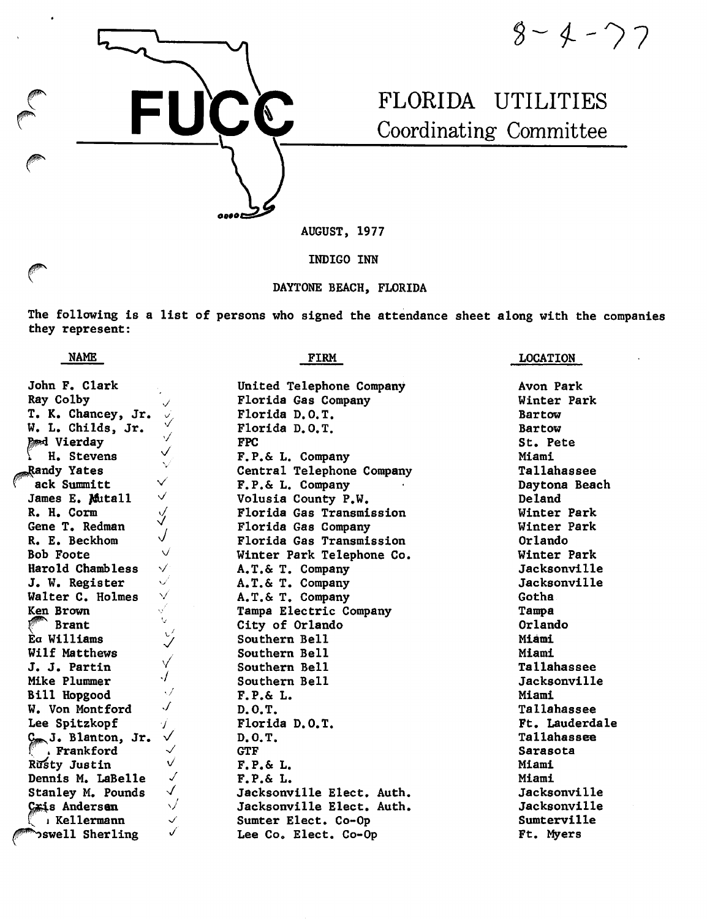8-4-77

# FUCC

# FLORIDA UTILITIES Coordinating Committee

AUGUST, 1977

INDIGO INN

DAYTONE BEACH, FLORIDA

The following is a list of persons who signed the attendance sheet along with the companies they represent:

| NAME | FIRM | LOCATION |
|---|---|---|
| John F. Clark | United Telephone Company | Avon Park |
| Ray Colby | Florida Gas Company | Winter Park |
| T. K. Chancey, Jr. | Florida D.O.T. | Bartow |
| W. L. Childs, Jr. | Florida D.O.T. | Bartow |
| Fred Vierday | FPC | St. Pete |
| H. Stevens | F.P.& L. Company | Miami |
| Randy Yates | Central Telephone Company | Tallahassee |
| Jack Summitt | F.P.& L. Company | Daytona Beach |
| James E. Nutall | Volusia County P.W. | Deland |
| R. H. Corm | Florida Gas Transmission | Winter Park |
| Gene T. Redman | Florida Gas Company | Winter Park |
| R. E. Beckhom | Florida Gas Transmission | Orlando |
| Bob Foote | Winter Park Telephone Co. | Winter Park |
| Harold Chambless | A.T.& T. Company | Jacksonville |
| J. W. Register | A.T.& T. Company | Jacksonville |
| Walter C. Holmes | A.T.& T. Company | Gotha |
| Ken Brown | Tampa Electric Company | Tampa |
| Brant | City of Orlando | Orlando |
| Ed Williams | Southern Bell | Miami |
| Wilf Matthews | Southern Bell | Miami |
| J. J. Partin | Southern Bell | Tallahassee |
| Mike Plummer | Southern Bell | Jacksonville |
| Bill Hopgood | F.P.& L. | Miami |
| W. Von Montford | D.O.T. | Tallahassee |
| Lee Spitzkopf | Florida D.O.T. | Ft. Lauderdale |
| C. J. Blanton, Jr. | D.O.T. | Tallahassee |
| Frankford | GTF | Sarasota |
| Rusty Justin | F.P.& L. | Miami |
| Dennis M. LaBelle | F.P.& L. | Miami |
| Stanley M. Pounds | Jacksonville Elect. Auth. | Jacksonville |
| Cris Andersen | Jacksonville Elect. Auth. | Jacksonville |
| Kellermann | Sumter Elect. Co-Op | Sumterville |
| Roswell Sherling | Lee Co. Elect. Co-Op | Ft. Myers |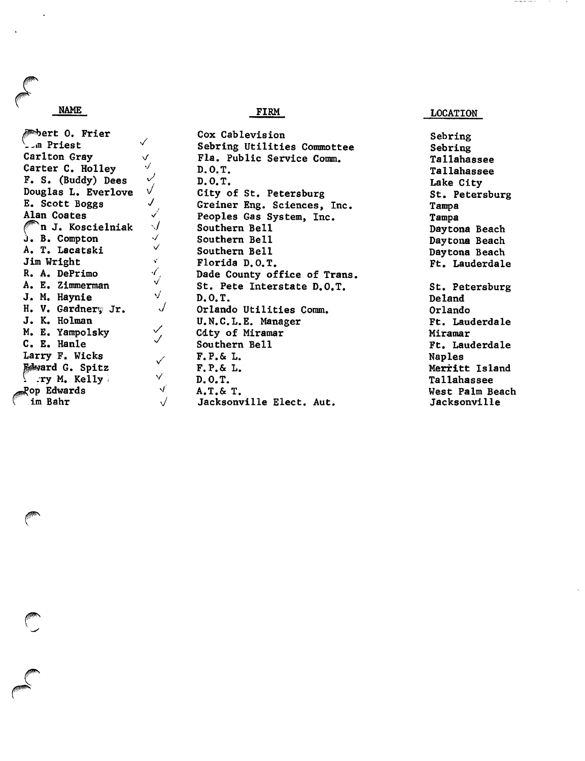| NAME | | FIRM | LOCATION |
|---|---|---|---|
| ...bert O. Frier | | Cox Cablevision | Sebring |
| ...m Priest | ✓ | Sebring Utilities Commottee | Sebring |
| Carlton Gray | ✓ | Fla. Public Service Comm. | Tallahassee |
| Carter C. Holley | ✓ | D.O.T. | Tallahassee |
| F. S. (Buddy) Dees | ✓ | D.O.T. | Lake City |
| Douglas L. Everlove | ✓ | City of St. Petersburg | St. Petersburg |
| E. Scott Boggs | ✓ | Greiner Eng. Sciences, Inc. | Tampa |
| Alan Coates | ✓ | Peoples Gas System, Inc. | Tampa |
| ...n J. Koscielniak | ✓ | Southern Bell | Daytona Beach |
| J. B. Compton | ✓ | Southern Bell | Daytona Beach |
| A. T. Lacatski | ✓ | Southern Bell | Daytona Beach |
| Jim Wright | ✓ | Florida D.O.T. | Ft. Lauderdale |
| R. A. DePrimo | ✓ | Dade County office of Trans. | |
| A. E. Zimmerman | ✓ | St. Pete Interstate D.O.T. | St. Petersburg |
| J. M. Haynie | ✓ | D.O.T. | Deland |
| H. V. Gardner, Jr. | ✓ | Orlando Utilities Comm. | Orlando |
| J. K. Holman | | U.N.C.L.E. Manager | Ft. Lauderdale |
| M. E. Yampolsky | ✓ | City of Miramar | Miramar |
| C. E. Hanle | ✓ | Southern Bell | Ft. Lauderdale |
| Larry F. Wicks | ✓ | F.P.& L. | Naples |
| Edward G. Spitz | | F.P.& L. | Merritt Island |
| ...ry M. Kelly | ✓ | D.O.T. | Tallahassee |
| Pop Edwards | ✓ | A.T.& T. | West Palm Beach |
| ...im Bahr | ✓ | Jacksonville Elect. Aut. | Jacksonville |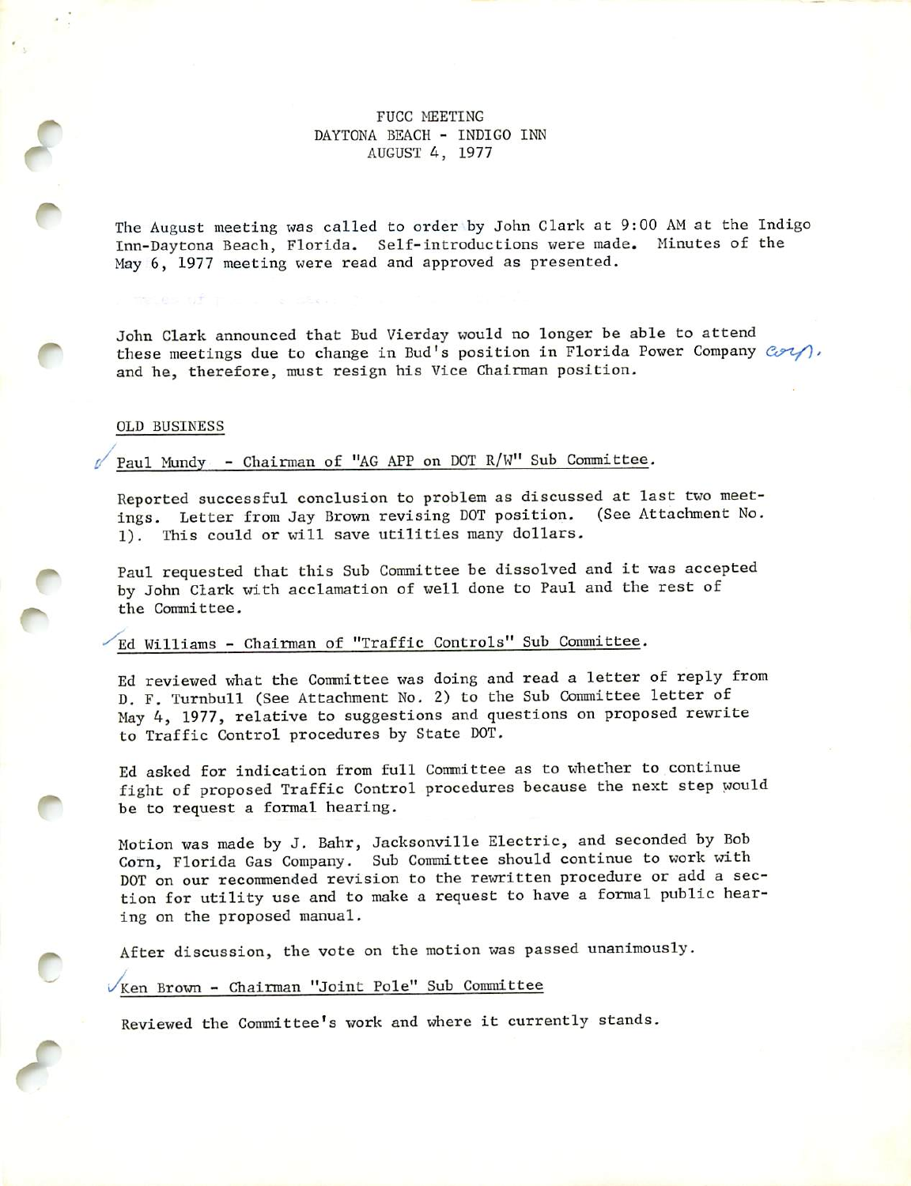FUCC MEETING
DAYTONA BEACH - INDIGO INN
AUGUST 4, 1977

The August meeting was called to order by John Clark at 9:00 AM at the Indigo Inn-Daytona Beach, Florida. Self-introductions were made. Minutes of the May 6, 1977 meeting were read and approved as presented.

John Clark announced that Bud Vierday would no longer be able to attend these meetings due to change in Bud's position in Florida Power Company corp. and he, therefore, must resign his Vice Chairman position.

## OLD BUSINESS

Paul Mundy - Chairman of "AG APP on DOT R/W" Sub Committee.

Reported successful conclusion to problem as discussed at last two meetings. Letter from Jay Brown revising DOT position. (See Attachment No. 1). This could or will save utilities many dollars.

Paul requested that this Sub Committee be dissolved and it was accepted by John Clark with acclamation of well done to Paul and the rest of the Committee.

Ed Williams - Chairman of "Traffic Controls" Sub Committee.

Ed reviewed what the Committee was doing and read a letter of reply from D. F. Turnbull (See Attachment No. 2) to the Sub Committee letter of May 4, 1977, relative to suggestions and questions on proposed rewrite to Traffic Control procedures by State DOT.

Ed asked for indication from full Committee as to whether to continue fight of proposed Traffic Control procedures because the next step would be to request a formal hearing.

Motion was made by J. Bahr, Jacksonville Electric, and seconded by Bob Corn, Florida Gas Company. Sub Committee should continue to work with DOT on our recommended revision to the rewritten procedure or add a section for utility use and to make a request to have a formal public hearing on the proposed manual.

After discussion, the vote on the motion was passed unanimously.

Ken Brown - Chairman "Joint Pole" Sub Committee

Reviewed the Committee's work and where it currently stands.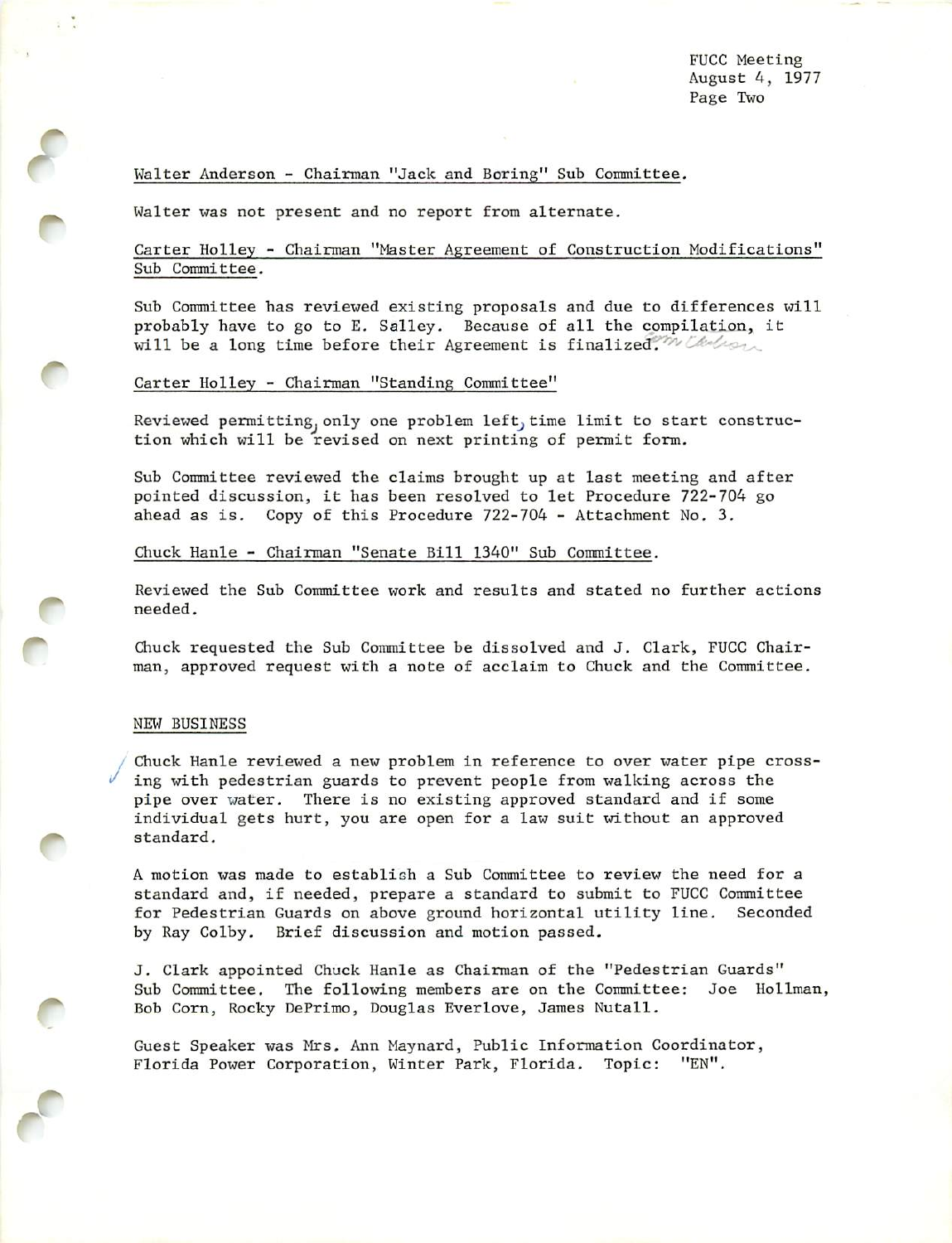Walter Anderson - Chairman "Jack and Boring" Sub Committee.

Walter was not present and no report from alternate.

Carter Holley - Chairman "Master Agreement of Construction Modifications" Sub Committee.

Sub Committee has reviewed existing proposals and due to differences will probably have to go to E. Salley. Because of all the compilation, it will be a long time before their Agreement is finalized.

Carter Holley - Chairman "Standing Committee"

Reviewed permitting, only one problem left, time limit to start construction which will be revised on next printing of permit form.

Sub Committee reviewed the claims brought up at last meeting and after pointed discussion, it has been resolved to let Procedure 722-704 go ahead as is. Copy of this Procedure 722-704 - Attachment No. 3.

Chuck Hanle - Chairman "Senate Bill 1340" Sub Committee.

Reviewed the Sub Committee work and results and stated no further actions needed.

Chuck requested the Sub Committee be dissolved and J. Clark, FUCC Chairman, approved request with a note of acclaim to Chuck and the Committee.

NEW BUSINESS

Chuck Hanle reviewed a new problem in reference to over water pipe crossing with pedestrian guards to prevent people from walking across the pipe over water. There is no existing approved standard and if some individual gets hurt, you are open for a law suit without an approved standard.

A motion was made to establish a Sub Committee to review the need for a standard and, if needed, prepare a standard to submit to FUCC Committee for Pedestrian Guards on above ground horizontal utility line. Seconded by Ray Colby. Brief discussion and motion passed.

J. Clark appointed Chuck Hanle as Chairman of the "Pedestrian Guards" Sub Committee. The following members are on the Committee: Joe Hollman, Bob Corn, Rocky DePrimo, Douglas Everlove, James Nutall.

Guest Speaker was Mrs. Ann Maynard, Public Information Coordinator, Florida Power Corporation, Winter Park, Florida. Topic: "EN".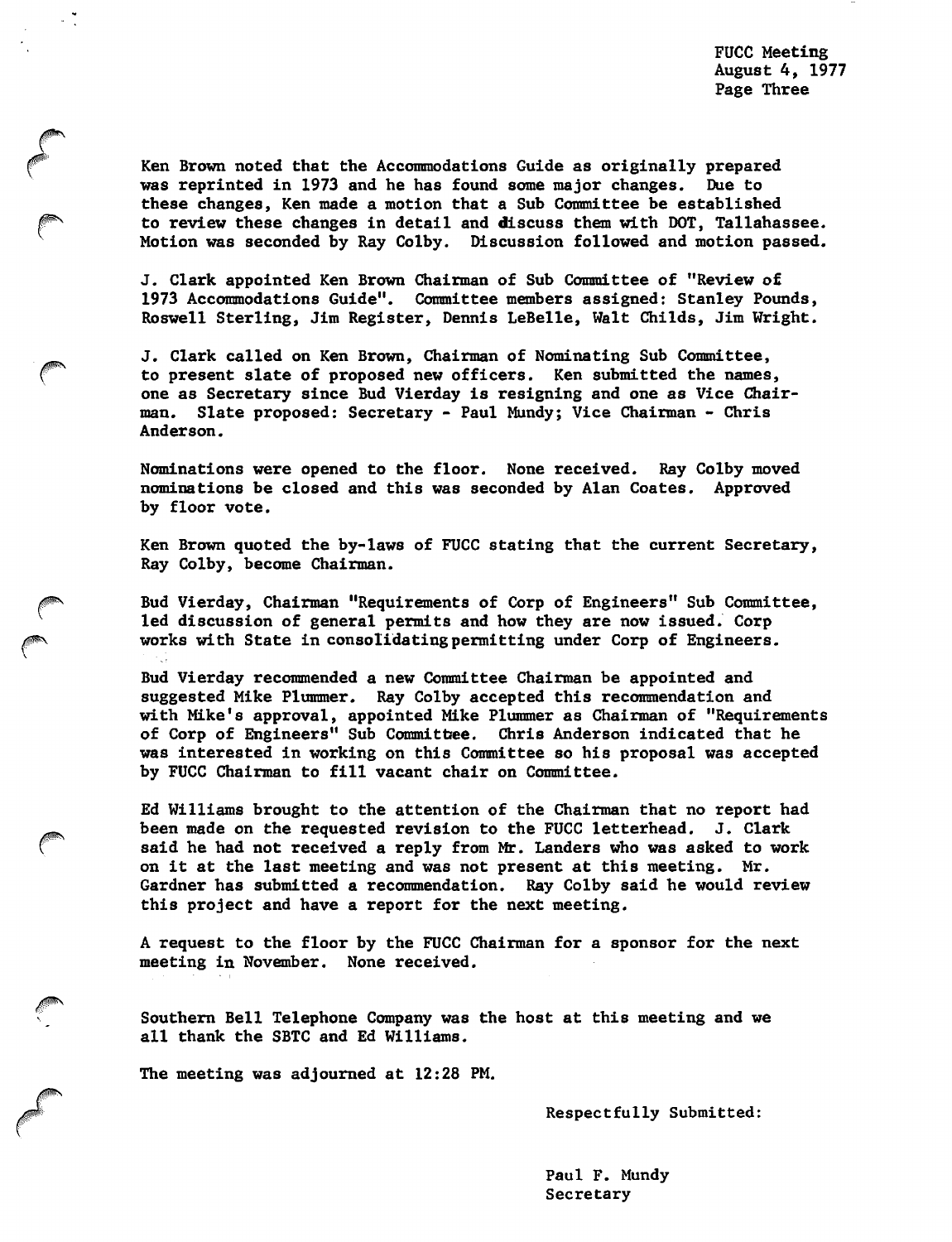Ken Brown noted that the Accommodations Guide as originally prepared was reprinted in 1973 and he has found some major changes. Due to these changes, Ken made a motion that a Sub Committee be established to review these changes in detail and discuss them with DOT, Tallahassee. Motion was seconded by Ray Colby. Discussion followed and motion passed.

J. Clark appointed Ken Brown Chairman of Sub Committee of "Review of 1973 Accommodations Guide". Committee members assigned: Stanley Pounds, Roswell Sterling, Jim Register, Dennis LeBelle, Walt Childs, Jim Wright.

J. Clark called on Ken Brown, Chairman of Nominating Sub Committee, to present slate of proposed new officers. Ken submitted the names, one as Secretary since Bud Vierday is resigning and one as Vice Chairman. Slate proposed: Secretary - Paul Mundy; Vice Chairman - Chris Anderson.

Nominations were opened to the floor. None received. Ray Colby moved nominations be closed and this was seconded by Alan Coates. Approved by floor vote.

Ken Brown quoted the by-laws of FUCC stating that the current Secretary, Ray Colby, become Chairman.

Bud Vierday, Chairman "Requirements of Corp of Engineers" Sub Committee, led discussion of general permits and how they are now issued. Corp works with State in consolidating permitting under Corp of Engineers.

Bud Vierday recommended a new Committee Chairman be appointed and suggested Mike Plummer. Ray Colby accepted this recommendation and with Mike's approval, appointed Mike Plummer as Chairman of "Requirements of Corp of Engineers" Sub Committee. Chris Anderson indicated that he was interested in working on this Committee so his proposal was accepted by FUCC Chairman to fill vacant chair on Committee.

Ed Williams brought to the attention of the Chairman that no report had been made on the requested revision to the FUCC letterhead. J. Clark said he had not received a reply from Mr. Landers who was asked to work on it at the last meeting and was not present at this meeting. Mr. Gardner has submitted a recommendation. Ray Colby said he would review this project and have a report for the next meeting.

A request to the floor by the FUCC Chairman for a sponsor for the next meeting in November. None received.

Southern Bell Telephone Company was the host at this meeting and we all thank the SBTC and Ed Williams.

The meeting was adjourned at 12:28 PM.

Respectfully Submitted:

Paul F. Mundy
Secretary